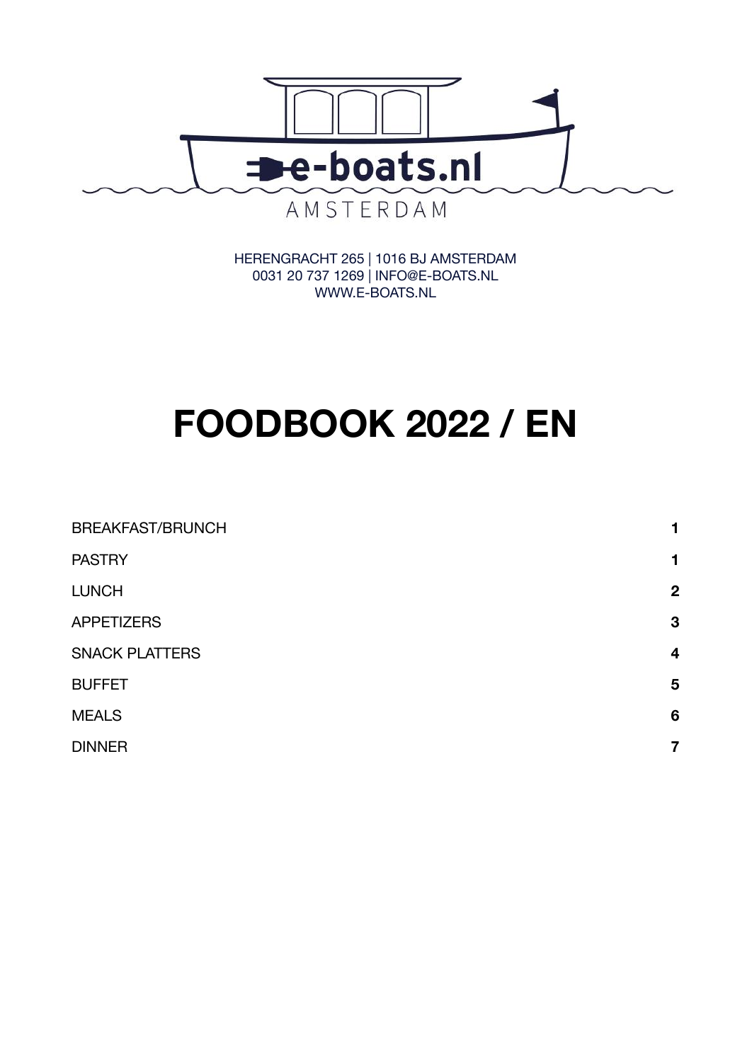e-boats.nl

AMSTERDAM

HERENGRACHT 265 | 1016 BJ AMSTERDAM
0031 20 737 1269 | INFO@E-BOATS.NL
WWW.E-BOATS.NL

# FOODBOOK 2022 / EN

| | |
|---|---|
| BREAKFAST/BRUNCH | **1** |
| PASTRY | **1** |
| LUNCH | **2** |
| APPETIZERS | **3** |
| SNACK PLATTERS | **4** |
| BUFFET | **5** |
| MEALS | **6** |
| DINNER | **7** |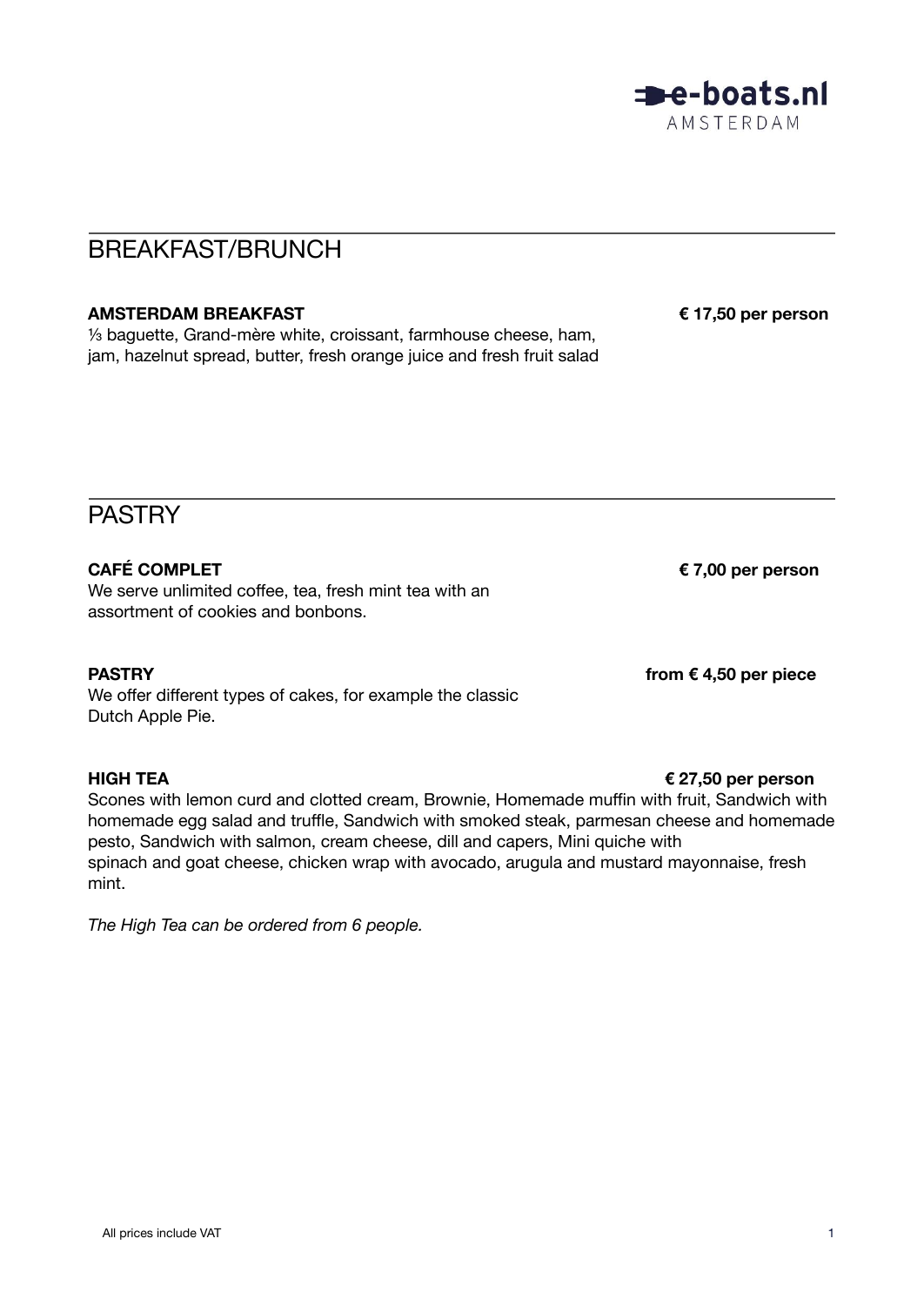## BREAKFAST/BRUNCH

**AMSTERDAM BREAKFAST** **€ 17,50 per person**

⅓ baguette, Grand-mère white, croissant, farmhouse cheese, ham, jam, hazelnut spread, butter, fresh orange juice and fresh fruit salad

## PASTRY

**CAFÉ COMPLET** **€ 7,00 per person**

We serve unlimited coffee, tea, fresh mint tea with an assortment of cookies and bonbons.

**PASTRY** **from € 4,50 per piece**

We offer different types of cakes, for example the classic Dutch Apple Pie.

**HIGH TEA** **€ 27,50 per person**

Scones with lemon curd and clotted cream, Brownie, Homemade muffin with fruit, Sandwich with homemade egg salad and truffle, Sandwich with smoked steak, parmesan cheese and homemade pesto, Sandwich with salmon, cream cheese, dill and capers, Mini quiche with spinach and goat cheese, chicken wrap with avocado, arugula and mustard mayonnaise, fresh mint.

*The High Tea can be ordered from 6 people.*

All prices include VAT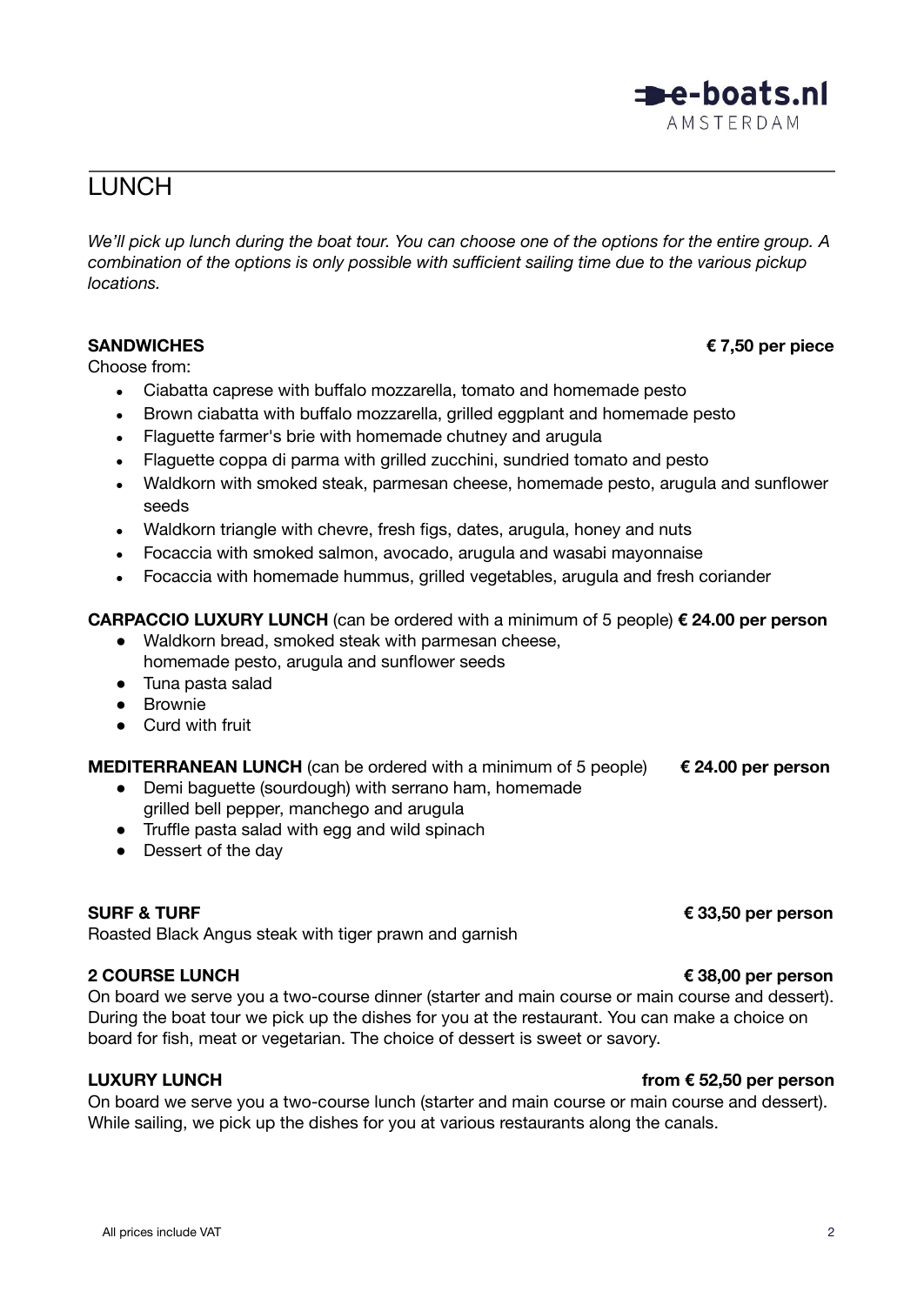# LUNCH

*We'll pick up lunch during the boat tour. You can choose one of the options for the entire group. A combination of the options is only possible with sufficient sailing time due to the various pickup locations.*

**SANDWICHES** **€ 7,50 per piece**

Choose from:

- Ciabatta caprese with buffalo mozzarella, tomato and homemade pesto
- Brown ciabatta with buffalo mozzarella, grilled eggplant and homemade pesto
- Flaguette farmer's brie with homemade chutney and arugula
- Flaguette coppa di parma with grilled zucchini, sundried tomato and pesto
- Waldkorn with smoked steak, parmesan cheese, homemade pesto, arugula and sunflower seeds
- Waldkorn triangle with chevre, fresh figs, dates, arugula, honey and nuts
- Focaccia with smoked salmon, avocado, arugula and wasabi mayonnaise
- Focaccia with homemade hummus, grilled vegetables, arugula and fresh coriander

**CARPACCIO LUXURY LUNCH** (can be ordered with a minimum of 5 people) **€ 24.00 per person**

- Waldkorn bread, smoked steak with parmesan cheese, homemade pesto, arugula and sunflower seeds
- Tuna pasta salad
- Brownie
- Curd with fruit

**MEDITERRANEAN LUNCH** (can be ordered with a minimum of 5 people) **€ 24.00 per person**

- Demi baguette (sourdough) with serrano ham, homemade grilled bell pepper, manchego and arugula
- Truffle pasta salad with egg and wild spinach
- Dessert of the day

**SURF & TURF** **€ 33,50 per person**

Roasted Black Angus steak with tiger prawn and garnish

**2 COURSE LUNCH** **€ 38,00 per person**

On board we serve you a two-course dinner (starter and main course or main course and dessert). During the boat tour we pick up the dishes for you at the restaurant. You can make a choice on board for fish, meat or vegetarian. The choice of dessert is sweet or savory.

**LUXURY LUNCH** **from € 52,50 per person**

On board we serve you a two-course lunch (starter and main course or main course and dessert). While sailing, we pick up the dishes for you at various restaurants along the canals.

All prices include VAT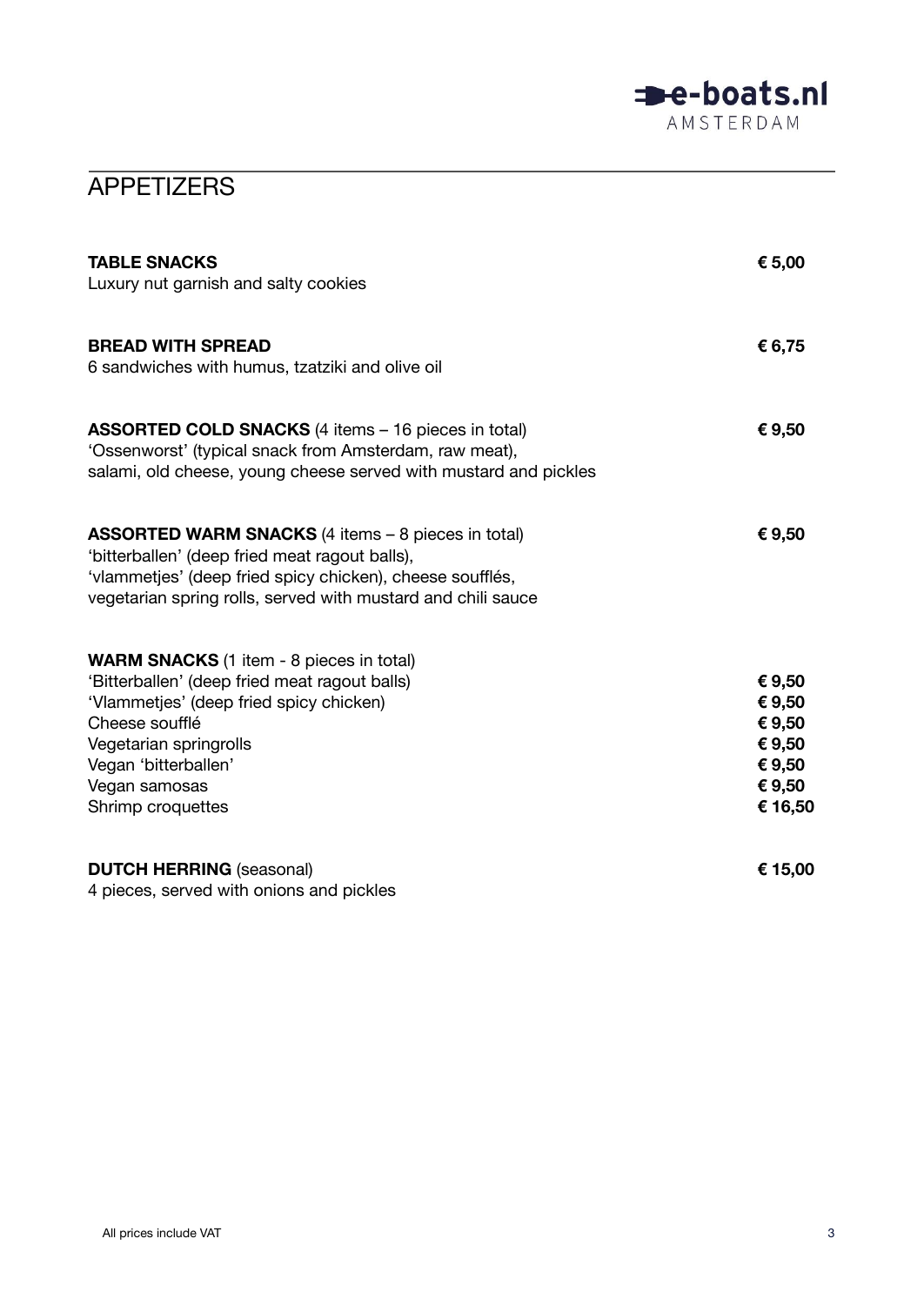# APPETIZERS

**TABLE SNACKS** **€ 5,00**
Luxury nut garnish and salty cookies

**BREAD WITH SPREAD** **€ 6,75**
6 sandwiches with humus, tzatziki and olive oil

**ASSORTED COLD SNACKS** (4 items – 16 pieces in total) **€ 9,50**
'Ossenworst' (typical snack from Amsterdam, raw meat),
salami, old cheese, young cheese served with mustard and pickles

**ASSORTED WARM SNACKS** (4 items – 8 pieces in total) **€ 9,50**
'bitterballen' (deep fried meat ragout balls),
'vlammetjes' (deep fried spicy chicken), cheese soufflés,
vegetarian spring rolls, served with mustard and chili sauce

**WARM SNACKS** (1 item - 8 pieces in total)

| Item | Price |
|---|---|
| 'Bitterballen' (deep fried meat ragout balls) | **€ 9,50** |
| 'Vlammetjes' (deep fried spicy chicken) | **€ 9,50** |
| Cheese soufflé | **€ 9,50** |
| Vegetarian springrolls | **€ 9,50** |
| Vegan 'bitterballen' | **€ 9,50** |
| Vegan samosas | **€ 9,50** |
| Shrimp croquettes | **€ 16,50** |

**DUTCH HERRING** (seasonal) **€ 15,00**
4 pieces, served with onions and pickles

All prices include VAT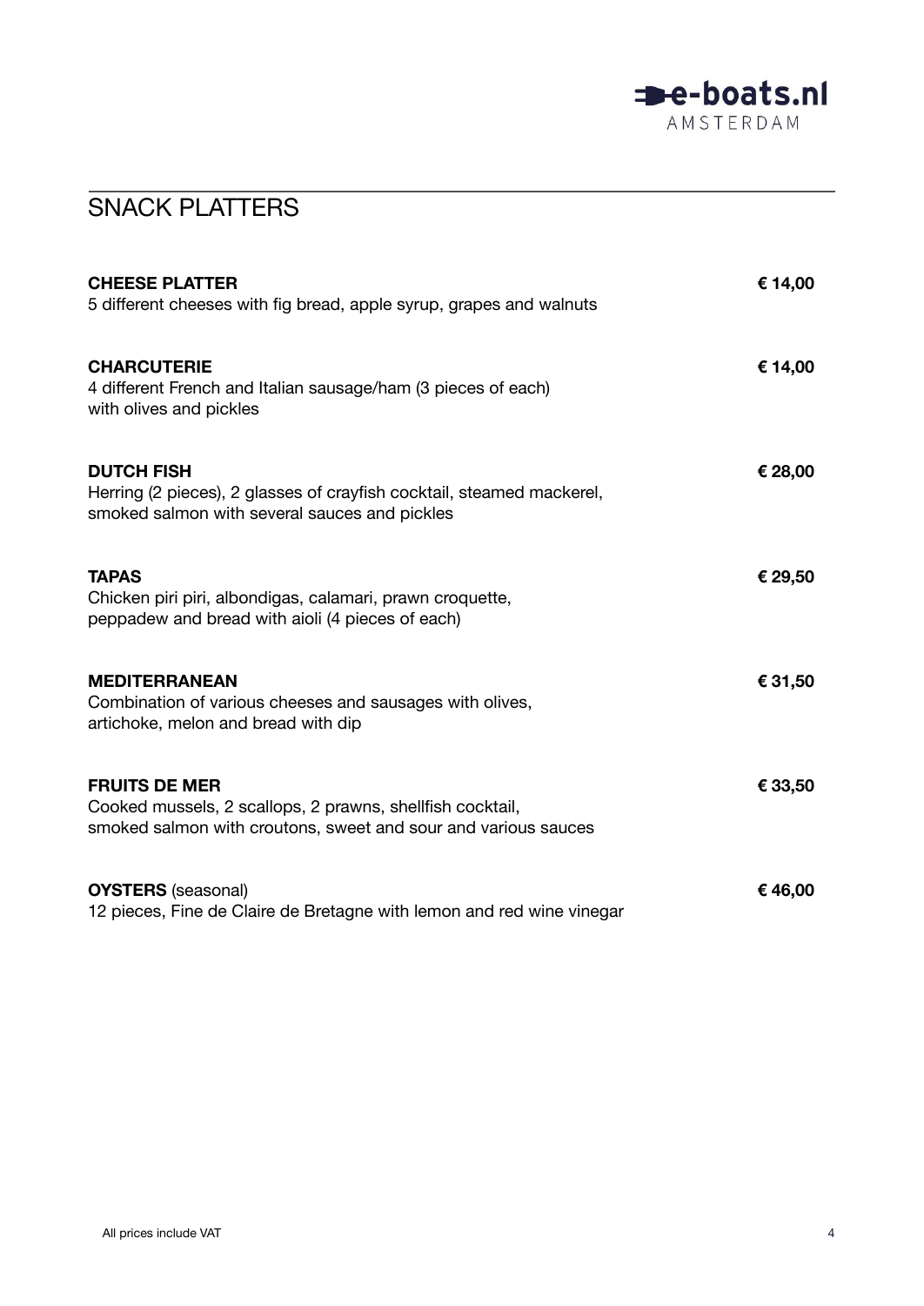## SNACK PLATTERS

**CHEESE PLATTER** € 14,00
5 different cheeses with fig bread, apple syrup, grapes and walnuts

**CHARCUTERIE** € 14,00
4 different French and Italian sausage/ham (3 pieces of each)
with olives and pickles

**DUTCH FISH** € 28,00
Herring (2 pieces), 2 glasses of crayfish cocktail, steamed mackerel,
smoked salmon with several sauces and pickles

**TAPAS** € 29,50
Chicken piri piri, albondigas, calamari, prawn croquette,
peppadew and bread with aioli (4 pieces of each)

**MEDITERRANEAN** € 31,50
Combination of various cheeses and sausages with olives,
artichoke, melon and bread with dip

**FRUITS DE MER** € 33,50
Cooked mussels, 2 scallops, 2 prawns, shellfish cocktail,
smoked salmon with croutons, sweet and sour and various sauces

**OYSTERS** (seasonal) € 46,00
12 pieces, Fine de Claire de Bretagne with lemon and red wine vinegar

All prices include VAT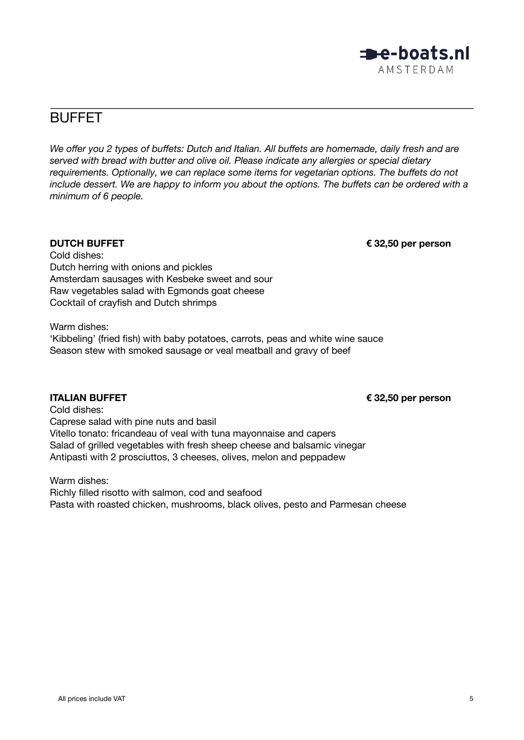# BUFFET

*We offer you 2 types of buffets: Dutch and Italian. All buffets are homemade, daily fresh and are served with bread with butter and olive oil. Please indicate any allergies or special dietary requirements. Optionally, we can replace some items for vegetarian options. The buffets do not include dessert. We are happy to inform you about the options. The buffets can be ordered with a minimum of 6 people.*

**DUTCH BUFFET** **€ 32,50 per person**

Cold dishes:
Dutch herring with onions and pickles
Amsterdam sausages with Kesbeke sweet and sour
Raw vegetables salad with Egmonds goat cheese
Cocktail of crayfish and Dutch shrimps

Warm dishes:
'Kibbeling' (fried fish) with baby potatoes, carrots, peas and white wine sauce
Season stew with smoked sausage or veal meatball and gravy of beef

**ITALIAN BUFFET** **€ 32,50 per person**

Cold dishes:
Caprese salad with pine nuts and basil
Vitello tonato: fricandeau of veal with tuna mayonnaise and capers
Salad of grilled vegetables with fresh sheep cheese and balsamic vinegar
Antipasti with 2 prosciuttos, 3 cheeses, olives, melon and peppadew

Warm dishes:
Richly filled risotto with salmon, cod and seafood
Pasta with roasted chicken, mushrooms, black olives, pesto and Parmesan cheese

All prices include VAT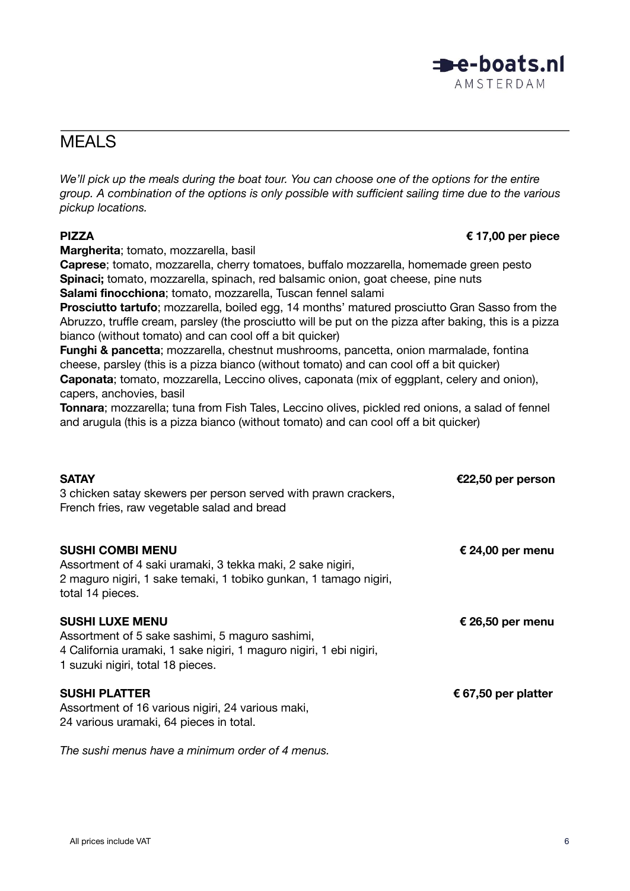# MEALS

*We'll pick up the meals during the boat tour. You can choose one of the options for the entire group. A combination of the options is only possible with sufficient sailing time due to the various pickup locations.*

**PIZZA** **€ 17,00 per piece**

**Margherita**; tomato, mozzarella, basil
**Caprese**; tomato, mozzarella, cherry tomatoes, buffalo mozzarella, homemade green pesto
**Spinaci;** tomato, mozzarella, spinach, red balsamic onion, goat cheese, pine nuts
**Salami finocchiona**; tomato, mozzarella, Tuscan fennel salami
**Prosciutto tartufo**; mozzarella, boiled egg, 14 months' matured prosciutto Gran Sasso from the Abruzzo, truffle cream, parsley (the prosciutto will be put on the pizza after baking, this is a pizza bianco (without tomato) and can cool off a bit quicker)
**Funghi & pancetta**; mozzarella, chestnut mushrooms, pancetta, onion marmalade, fontina cheese, parsley (this is a pizza bianco (without tomato) and can cool off a bit quicker)
**Caponata**; tomato, mozzarella, Leccino olives, caponata (mix of eggplant, celery and onion), capers, anchovies, basil
**Tonnara**; mozzarella; tuna from Fish Tales, Leccino olives, pickled red onions, a salad of fennel and arugula (this is a pizza bianco (without tomato) and can cool off a bit quicker)

**SATAY** **€22,50 per person**

3 chicken satay skewers per person served with prawn crackers, French fries, raw vegetable salad and bread

**SUSHI COMBI MENU** **€ 24,00 per menu**

Assortment of 4 saki uramaki, 3 tekka maki, 2 sake nigiri, 2 maguro nigiri, 1 sake temaki, 1 tobiko gunkan, 1 tamago nigiri, total 14 pieces.

**SUSHI LUXE MENU** **€ 26,50 per menu**

Assortment of 5 sake sashimi, 5 maguro sashimi, 4 California uramaki, 1 sake nigiri, 1 maguro nigiri, 1 ebi nigiri, 1 suzuki nigiri, total 18 pieces.

**SUSHI PLATTER** **€ 67,50 per platter**

Assortment of 16 various nigiri, 24 various maki, 24 various uramaki, 64 pieces in total.

*The sushi menus have a minimum order of 4 menus.*

All prices include VAT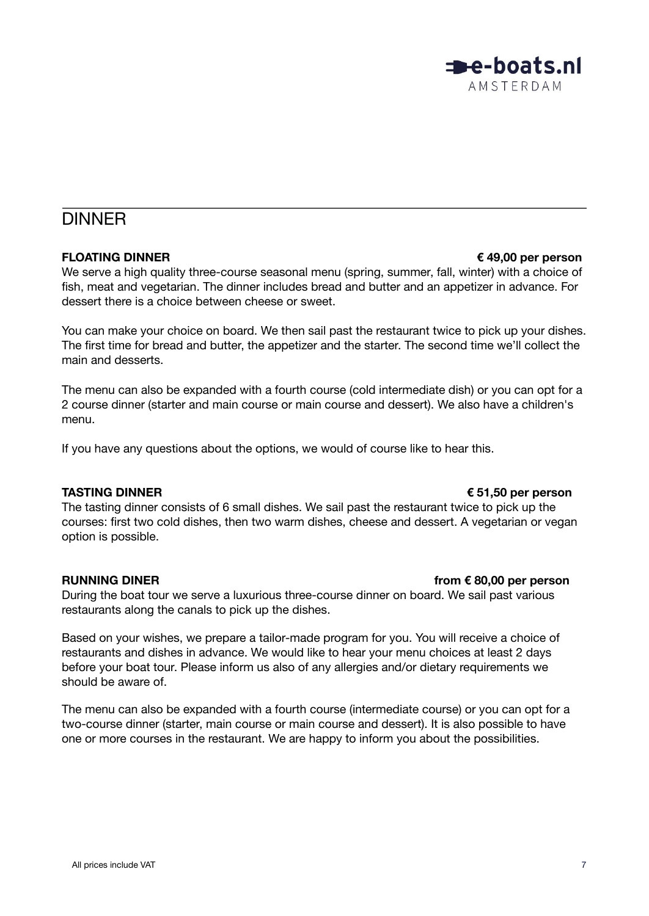## DINNER

**FLOATING DINNER** **€ 49,00 per person**

We serve a high quality three-course seasonal menu (spring, summer, fall, winter) with a choice of fish, meat and vegetarian. The dinner includes bread and butter and an appetizer in advance. For dessert there is a choice between cheese or sweet.

You can make your choice on board. We then sail past the restaurant twice to pick up your dishes. The first time for bread and butter, the appetizer and the starter. The second time we'll collect the main and desserts.

The menu can also be expanded with a fourth course (cold intermediate dish) or you can opt for a 2 course dinner (starter and main course or main course and dessert). We also have a children's menu.

If you have any questions about the options, we would of course like to hear this.

**TASTING DINNER** **€ 51,50 per person**

The tasting dinner consists of 6 small dishes. We sail past the restaurant twice to pick up the courses: first two cold dishes, then two warm dishes, cheese and dessert. A vegetarian or vegan option is possible.

**RUNNING DINER** **from € 80,00 per person**

During the boat tour we serve a luxurious three-course dinner on board. We sail past various restaurants along the canals to pick up the dishes.

Based on your wishes, we prepare a tailor-made program for you. You will receive a choice of restaurants and dishes in advance. We would like to hear your menu choices at least 2 days before your boat tour. Please inform us also of any allergies and/or dietary requirements we should be aware of.

The menu can also be expanded with a fourth course (intermediate course) or you can opt for a two-course dinner (starter, main course or main course and dessert). It is also possible to have one or more courses in the restaurant. We are happy to inform you about the possibilities.

All prices include VAT